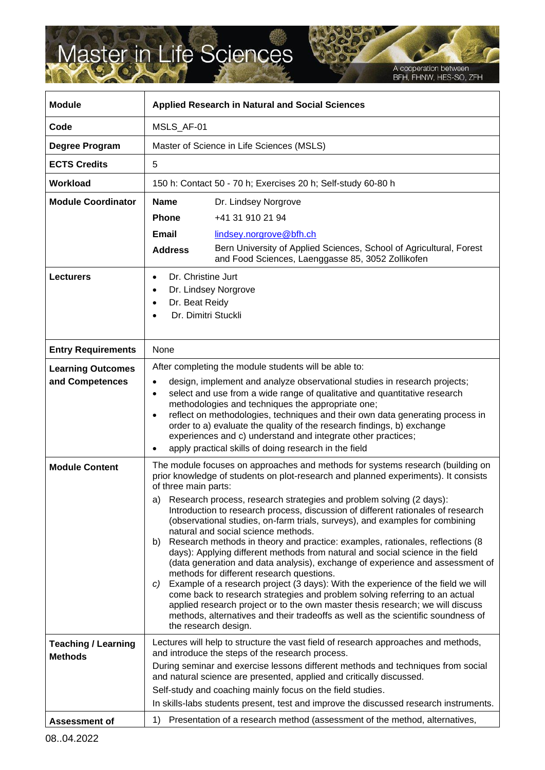# Master in Life Sciences

A cooperation between BFH, FHNW, HES-SO, ZFH

| | |
|---|---|
| **Module** | **Applied Research in Natural and Social Sciences** |
| **Code** | MSLS_AF-01 |
| **Degree Program** | Master of Science in Life Sciences (MSLS) |
| **ECTS Credits** | 5 |
| **Workload** | 150 h: Contact 50 - 70 h; Exercises 20 h; Self-study 60-80 h |
| **Module Coordinator** | **Name** Dr. Lindsey Norgrove<br>**Phone** +41 31 910 21 94<br>**Email** lindsey.norgrove@bfh.ch<br>**Address** Bern University of Applied Sciences, School of Agricultural, Forest and Food Sciences, Laenggasse 85, 3052 Zollikofen |
| **Lecturers** | • Dr. Christine Jurt<br>• Dr. Lindsey Norgrove<br>• Dr. Beat Reidy<br>• Dr. Dimitri Stuckli |
| **Entry Requirements** | None |
| **Learning Outcomes and Competences** | After completing the module students will be able to:<br>• design, implement and analyze observational studies in research projects;<br>• select and use from a wide range of qualitative and quantitative research methodologies and techniques the appropriate one;<br>• reflect on methodologies, techniques and their own data generating process in order to a) evaluate the quality of the research findings, b) exchange experiences and c) understand and integrate other practices;<br>• apply practical skills of doing research in the field |
| **Module Content** | The module focuses on approaches and methods for systems research (building on prior knowledge of students on plot-research and planned experiments). It consists of three main parts:<br>a) Research process, research strategies and problem solving (2 days): Introduction to research process, discussion of different rationales of research (observational studies, on-farm trials, surveys), and examples for combining natural and social science methods.<br>b) Research methods in theory and practice: examples, rationales, reflections (8 days): Applying different methods from natural and social science in the field (data generation and data analysis), exchange of experience and assessment of methods for different research questions.<br>*c)* Example of a research project (3 days): With the experience of the field we will come back to research strategies and problem solving referring to an actual applied research project or to the own master thesis research; we will discuss methods, alternatives and their tradeoffs as well as the scientific soundness of the research design. |
| **Teaching / Learning Methods** | Lectures will help to structure the vast field of research approaches and methods, and introduce the steps of the research process.<br>During seminar and exercise lessons different methods and techniques from social and natural science are presented, applied and critically discussed.<br>Self-study and coaching mainly focus on the field studies.<br>In skills-labs students present, test and improve the discussed research instruments. |
| **Assessment of** | 1) Presentation of a research method (assessment of the method, alternatives, |

08..04.2022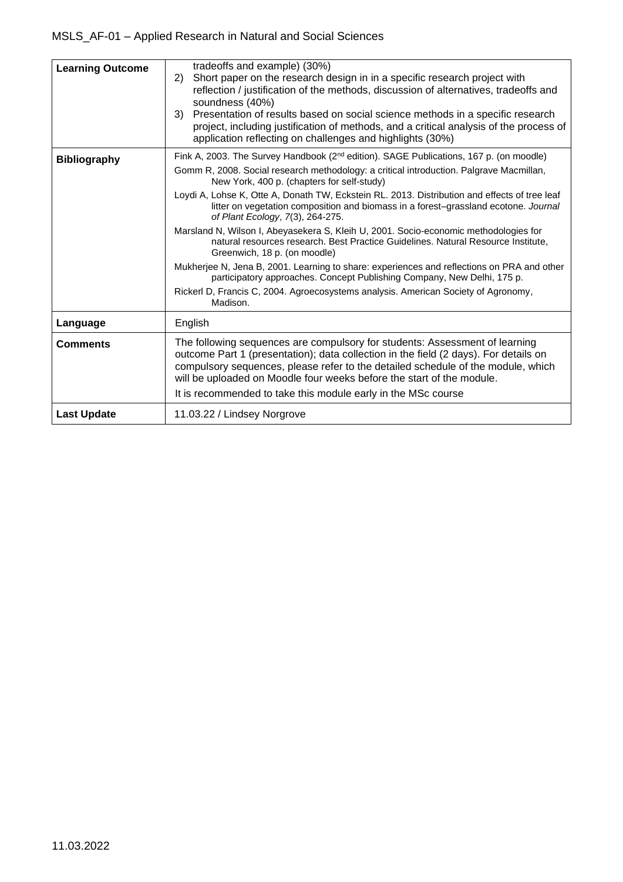| | |
|---|---|
| **Learning Outcome** | tradeoffs and example) (30%)<br>2) Short paper on the research design in in a specific research project with reflection / justification of the methods, discussion of alternatives, tradeoffs and soundness (40%)<br>3) Presentation of results based on social science methods in a specific research project, including justification of methods, and a critical analysis of the process of application reflecting on challenges and highlights (30%) |
| **Bibliography** | Fink A, 2003. The Survey Handbook (2nd edition). SAGE Publications, 167 p. (on moodle)<br>Gomm R, 2008. Social research methodology: a critical introduction. Palgrave Macmillan, New York, 400 p. (chapters for self-study)<br>Loydi A, Lohse K, Otte A, Donath TW, Eckstein RL. 2013. Distribution and effects of tree leaf litter on vegetation composition and biomass in a forest–grassland ecotone. *Journal of Plant Ecology*, *7*(3), 264-275.<br>Marsland N, Wilson I, Abeyasekera S, Kleih U, 2001. Socio-economic methodologies for natural resources research. Best Practice Guidelines. Natural Resource Institute, Greenwich, 18 p. (on moodle)<br>Mukherjee N, Jena B, 2001. Learning to share: experiences and reflections on PRA and other participatory approaches. Concept Publishing Company, New Delhi, 175 p.<br>Rickerl D, Francis C, 2004. Agroecosystems analysis. American Society of Agronomy, Madison. |
| **Language** | English |
| **Comments** | The following sequences are compulsory for students: Assessment of learning outcome Part 1 (presentation); data collection in the field (2 days). For details on compulsory sequences, please refer to the detailed schedule of the module, which will be uploaded on Moodle four weeks before the start of the module.<br>It is recommended to take this module early in the MSc course |
| **Last Update** | 11.03.22 / Lindsey Norgrove |